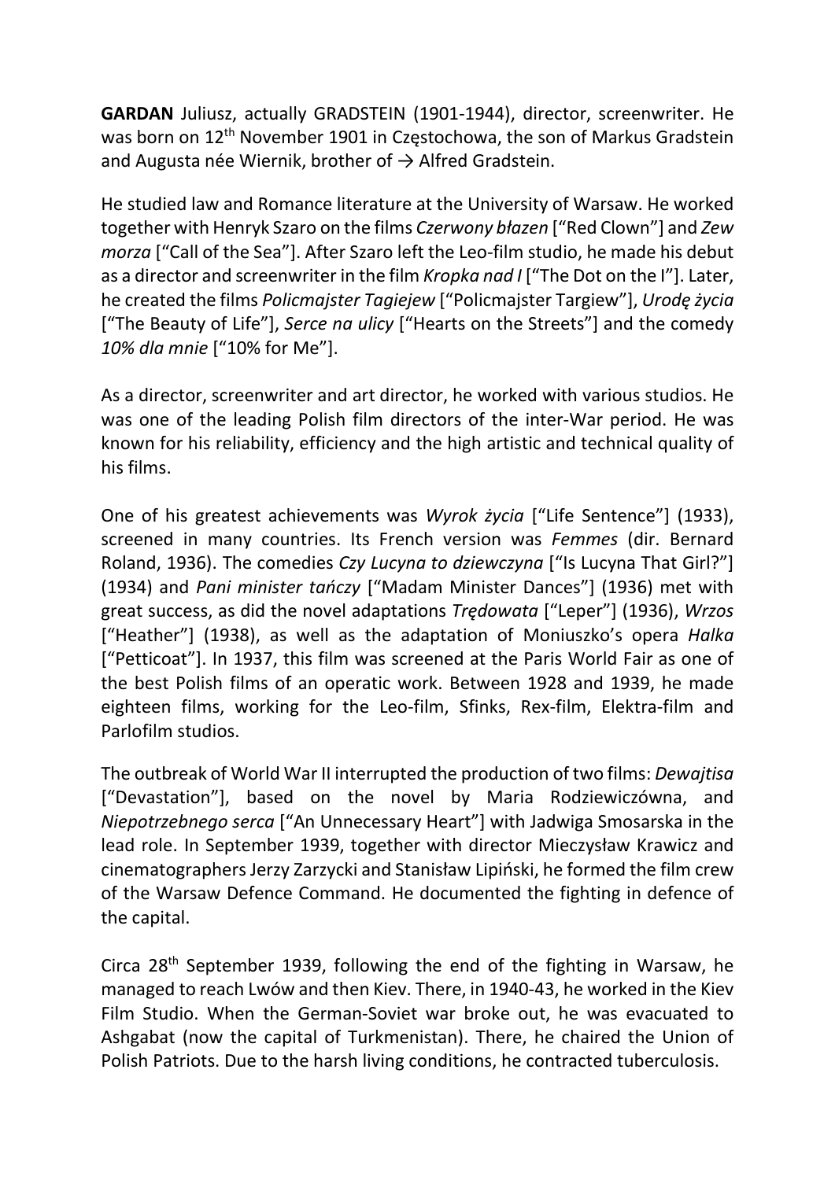**GARDAN** Juliusz, actually GRADSTEIN (1901-1944), director, screenwriter. He was born on 12th November 1901 in Częstochowa, the son of Markus Gradstein and Augusta née Wiernik, brother of → Alfred Gradstein.

He studied law and Romance literature at the University of Warsaw. He worked together with Henryk Szaro on the films *Czerwony błazen* ["Red Clown"] and *Zew morza* ["Call of the Sea"]. After Szaro left the Leo-film studio, he made his debut as a director and screenwriter in the film *Kropka nad I* ["The Dot on the I"]. Later, he created the films *Policmajster Tagiejew* ["Policmajster Targiew"], *Urodę życia* ["The Beauty of Life"], *Serce na ulicy* ["Hearts on the Streets"] and the comedy *10% dla mnie* ["10% for Me"].

As a director, screenwriter and art director, he worked with various studios. He was one of the leading Polish film directors of the inter-War period. He was known for his reliability, efficiency and the high artistic and technical quality of his films.

One of his greatest achievements was *Wyrok życia* ["Life Sentence"] (1933), screened in many countries. Its French version was *Femmes* (dir. Bernard Roland, 1936). The comedies *Czy Lucyna to dziewczyna* ["Is Lucyna That Girl?"] (1934) and *Pani minister tańczy* ["Madam Minister Dances"] (1936) met with great success, as did the novel adaptations *Trędowata* ["Leper"] (1936), *Wrzos* ["Heather"] (1938), as well as the adaptation of Moniuszko's opera *Halka* ["Petticoat"]. In 1937, this film was screened at the Paris World Fair as one of the best Polish films of an operatic work. Between 1928 and 1939, he made eighteen films, working for the Leo-film, Sfinks, Rex-film, Elektra-film and Parlofilm studios.

The outbreak of World War II interrupted the production of two films: *Dewajtisa* ["Devastation"], based on the novel by Maria Rodziewiczówna, and *Niepotrzebnego serca* ["An Unnecessary Heart"] with Jadwiga Smosarska in the lead role. In September 1939, together with director Mieczysław Krawicz and cinematographers Jerzy Zarzycki and Stanisław Lipiński, he formed the film crew of the Warsaw Defence Command. He documented the fighting in defence of the capital.

Circa 28th September 1939, following the end of the fighting in Warsaw, he managed to reach Lwów and then Kiev. There, in 1940-43, he worked in the Kiev Film Studio. When the German-Soviet war broke out, he was evacuated to Ashgabat (now the capital of Turkmenistan). There, he chaired the Union of Polish Patriots. Due to the harsh living conditions, he contracted tuberculosis.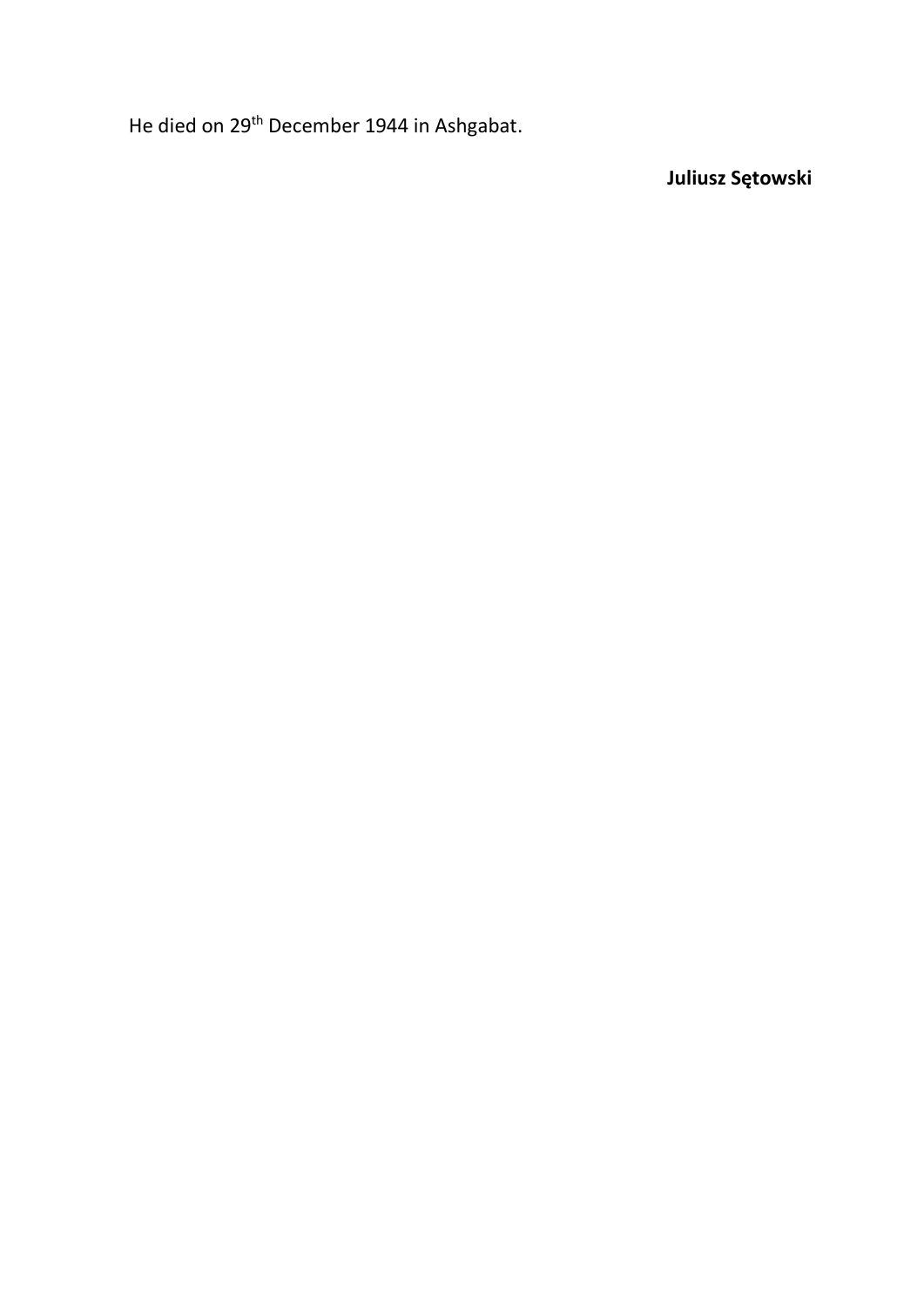He died on 29th December 1944 in Ashgabat.

**Juliusz Sętowski**